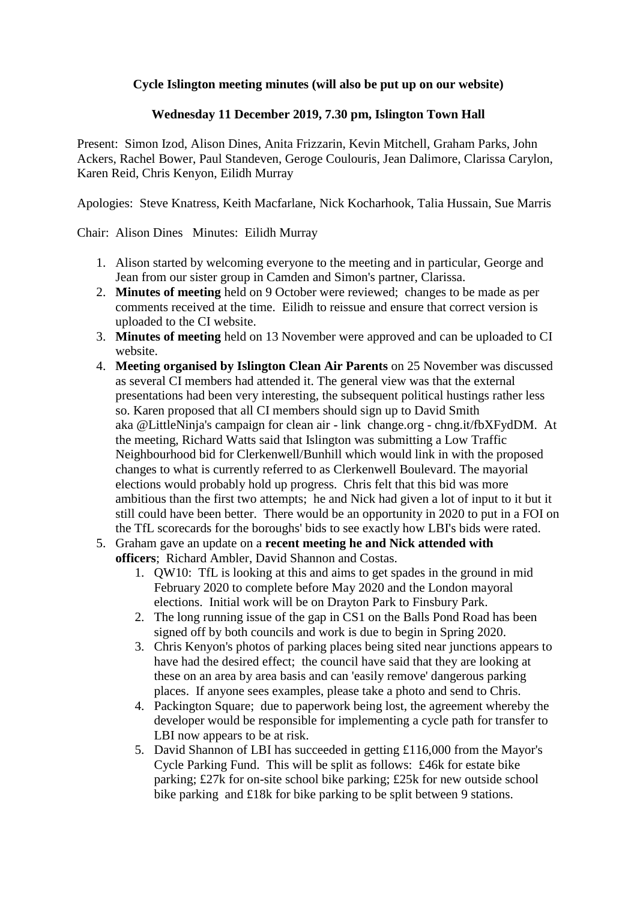**Cycle Islington meeting minutes (will also be put up on our website)**

**Wednesday 11 December 2019, 7.30 pm, Islington Town Hall**

Present: Simon Izod, Alison Dines, Anita Frizzarin, Kevin Mitchell, Graham Parks, John Ackers, Rachel Bower, Paul Standeven, Geroge Coulouris, Jean Dalimore, Clarissa Carylon, Karen Reid, Chris Kenyon, Eilidh Murray

Apologies: Steve Knatress, Keith Macfarlane, Nick Kocharhook, Talia Hussain, Sue Marris

Chair: Alison Dines Minutes: Eilidh Murray

1. Alison started by welcoming everyone to the meeting and in particular, George and Jean from our sister group in Camden and Simon's partner, Clarissa.
2. **Minutes of meeting** held on 9 October were reviewed; changes to be made as per comments received at the time. Eilidh to reissue and ensure that correct version is uploaded to the CI website.
3. **Minutes of meeting** held on 13 November were approved and can be uploaded to CI website.
4. **Meeting organised by Islington Clean Air Parents** on 25 November was discussed as several CI members had attended it. The general view was that the external presentations had been very interesting, the subsequent political hustings rather less so. Karen proposed that all CI members should sign up to David Smith aka @LittleNinja's campaign for clean air - link change.org - chng.it/fbXFydDM. At the meeting, Richard Watts said that Islington was submitting a Low Traffic Neighbourhood bid for Clerkenwell/Bunhill which would link in with the proposed changes to what is currently referred to as Clerkenwell Boulevard. The mayorial elections would probably hold up progress. Chris felt that this bid was more ambitious than the first two attempts; he and Nick had given a lot of input to it but it still could have been better. There would be an opportunity in 2020 to put in a FOI on the TfL scorecards for the boroughs' bids to see exactly how LBI's bids were rated.
5. Graham gave an update on a **recent meeting he and Nick attended with officers**; Richard Ambler, David Shannon and Costas.
   1. QW10: TfL is looking at this and aims to get spades in the ground in mid February 2020 to complete before May 2020 and the London mayoral elections. Initial work will be on Drayton Park to Finsbury Park.
   2. The long running issue of the gap in CS1 on the Balls Pond Road has been signed off by both councils and work is due to begin in Spring 2020.
   3. Chris Kenyon's photos of parking places being sited near junctions appears to have had the desired effect; the council have said that they are looking at these on an area by area basis and can 'easily remove' dangerous parking places. If anyone sees examples, please take a photo and send to Chris.
   4. Packington Square; due to paperwork being lost, the agreement whereby the developer would be responsible for implementing a cycle path for transfer to LBI now appears to be at risk.
   5. David Shannon of LBI has succeeded in getting £116,000 from the Mayor's Cycle Parking Fund. This will be split as follows: £46k for estate bike parking; £27k for on-site school bike parking; £25k for new outside school bike parking and £18k for bike parking to be split between 9 stations.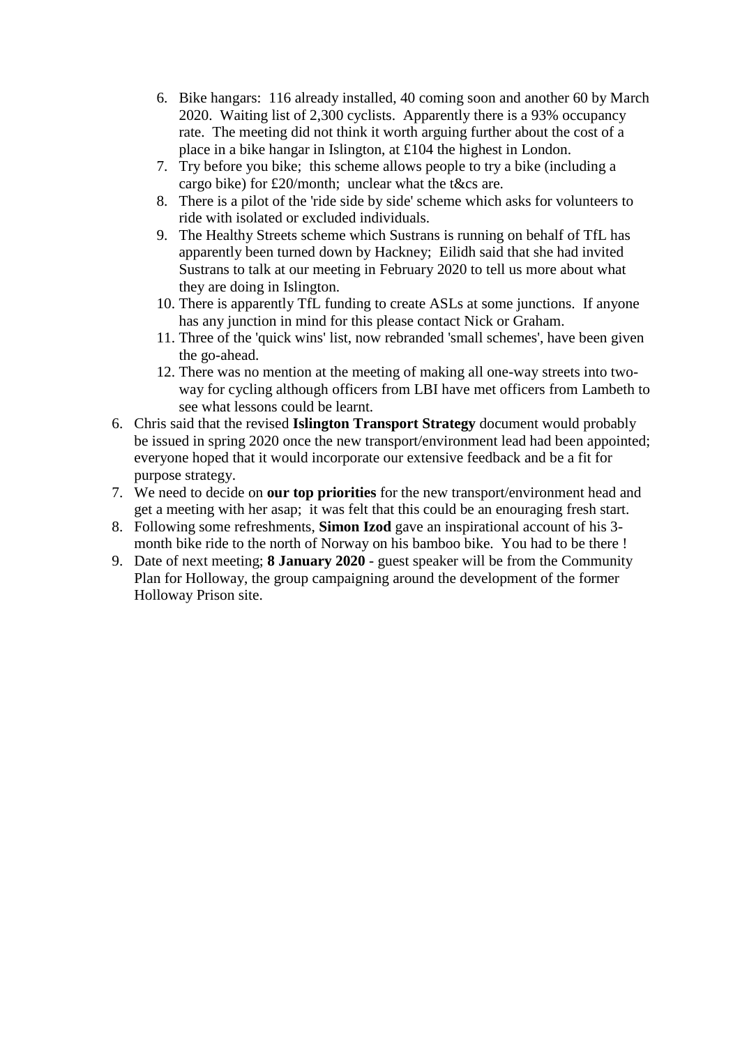6. Bike hangars: 116 already installed, 40 coming soon and another 60 by March 2020. Waiting list of 2,300 cyclists. Apparently there is a 93% occupancy rate. The meeting did not think it worth arguing further about the cost of a place in a bike hangar in Islington, at £104 the highest in London.
   7. Try before you bike; this scheme allows people to try a bike (including a cargo bike) for £20/month; unclear what the t&cs are.
   8. There is a pilot of the 'ride side by side' scheme which asks for volunteers to ride with isolated or excluded individuals.
   9. The Healthy Streets scheme which Sustrans is running on behalf of TfL has apparently been turned down by Hackney; Eilidh said that she had invited Sustrans to talk at our meeting in February 2020 to tell us more about what they are doing in Islington.
   10. There is apparently TfL funding to create ASLs at some junctions. If anyone has any junction in mind for this please contact Nick or Graham.
   11. Three of the 'quick wins' list, now rebranded 'small schemes', have been given the go-ahead.
   12. There was no mention at the meeting of making all one-way streets into two-way for cycling although officers from LBI have met officers from Lambeth to see what lessons could be learnt.
6. Chris said that the revised **Islington Transport Strategy** document would probably be issued in spring 2020 once the new transport/environment lead had been appointed; everyone hoped that it would incorporate our extensive feedback and be a fit for purpose strategy.
7. We need to decide on **our top priorities** for the new transport/environment head and get a meeting with her asap; it was felt that this could be an enouraging fresh start.
8. Following some refreshments, **Simon Izod** gave an inspirational account of his 3-month bike ride to the north of Norway on his bamboo bike. You had to be there !
9. Date of next meeting; **8 January 2020** - guest speaker will be from the Community Plan for Holloway, the group campaigning around the development of the former Holloway Prison site.